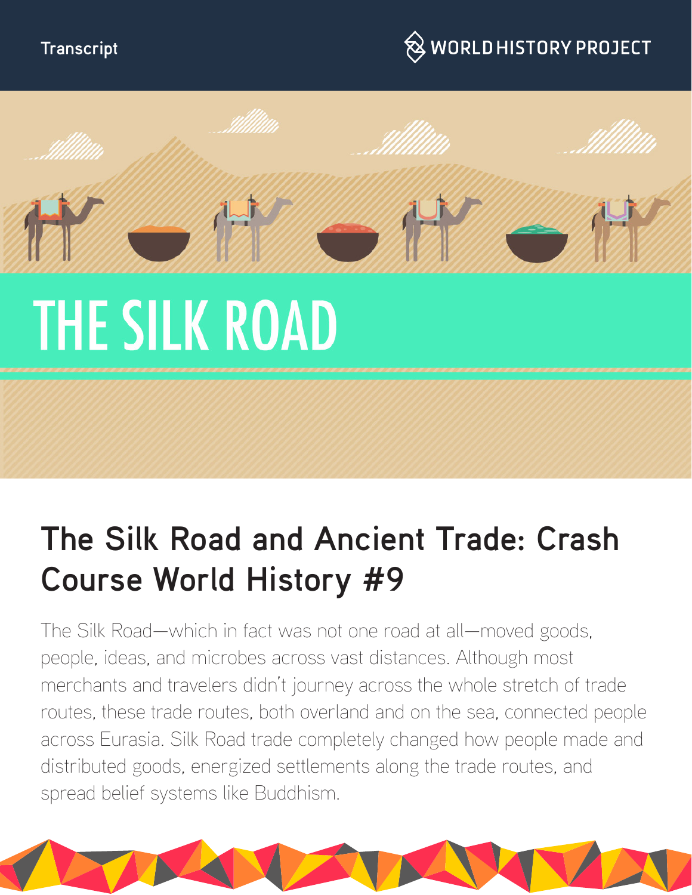Transcript

WORLD HISTORY PROJECT

# THE SILK ROAD

## The Silk Road and Ancient Trade: Crash Course World History #9

The Silk Road—which in fact was not one road at all—moved goods, people, ideas, and microbes across vast distances. Although most merchants and travelers didn't journey across the whole stretch of trade routes, these trade routes, both overland and on the sea, connected people across Eurasia. Silk Road trade completely changed how people made and distributed goods, energized settlements along the trade routes, and spread belief systems like Buddhism.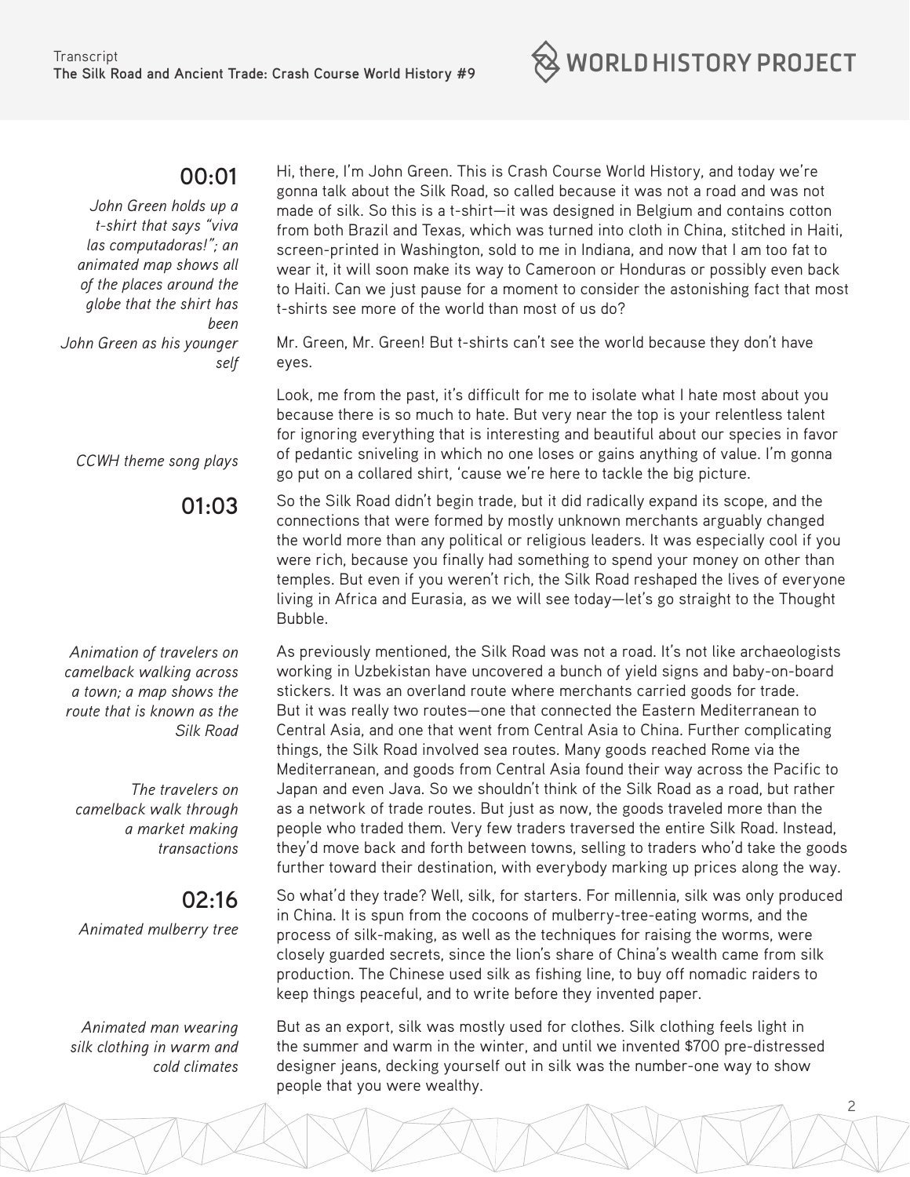**00:01**

*John Green holds up a t-shirt that says "viva las computadoras!"; an animated map shows all of the places around the globe that the shirt has been*

Hi, there, I'm John Green. This is Crash Course World History, and today we're gonna talk about the Silk Road, so called because it was not a road and was not made of silk. So this is a t-shirt—it was designed in Belgium and contains cotton from both Brazil and Texas, which was turned into cloth in China, stitched in Haiti, screen-printed in Washington, sold to me in Indiana, and now that I am too fat to wear it, it will soon make its way to Cameroon or Honduras or possibly even back to Haiti. Can we just pause for a moment to consider the astonishing fact that most t-shirts see more of the world than most of us do?

*John Green as his younger self*

Mr. Green, Mr. Green! But t-shirts can't see the world because they don't have eyes.

Look, me from the past, it's difficult for me to isolate what I hate most about you because there is so much to hate. But very near the top is your relentless talent for ignoring everything that is interesting and beautiful about our species in favor of pedantic sniveling in which no one loses or gains anything of value. I'm gonna go put on a collared shirt, 'cause we're here to tackle the big picture.

*CCWH theme song plays*

**01:03**

So the Silk Road didn't begin trade, but it did radically expand its scope, and the connections that were formed by mostly unknown merchants arguably changed the world more than any political or religious leaders. It was especially cool if you were rich, because you finally had something to spend your money on other than temples. But even if you weren't rich, the Silk Road reshaped the lives of everyone living in Africa and Eurasia, as we will see today—let's go straight to the Thought Bubble.

*Animation of travelers on camelback walking across a town; a map shows the route that is known as the Silk Road*

As previously mentioned, the Silk Road was not a road. It's not like archaeologists working in Uzbekistan have uncovered a bunch of yield signs and baby-on-board stickers. It was an overland route where merchants carried goods for trade. But it was really two routes—one that connected the Eastern Mediterranean to Central Asia, and one that went from Central Asia to China. Further complicating things, the Silk Road involved sea routes. Many goods reached Rome via the Mediterranean, and goods from Central Asia found their way across the Pacific to Japan and even Java. So we shouldn't think of the Silk Road as a road, but rather as a network of trade routes. But just as now, the goods traveled more than the people who traded them. Very few traders traversed the entire Silk Road. Instead, they'd move back and forth between towns, selling to traders who'd take the goods further toward their destination, with everybody marking up prices along the way.

*The travelers on camelback walk through a market making transactions*

**02:16**

*Animated mulberry tree*

So what'd they trade? Well, silk, for starters. For millennia, silk was only produced in China. It is spun from the cocoons of mulberry-tree-eating worms, and the process of silk-making, as well as the techniques for raising the worms, were closely guarded secrets, since the lion's share of China's wealth came from silk production. The Chinese used silk as fishing line, to buy off nomadic raiders to keep things peaceful, and to write before they invented paper.

*Animated man wearing silk clothing in warm and cold climates*

But as an export, silk was mostly used for clothes. Silk clothing feels light in the summer and warm in the winter, and until we invented $700 pre-distressed designer jeans, decking yourself out in silk was the number-one way to show people that you were wealthy.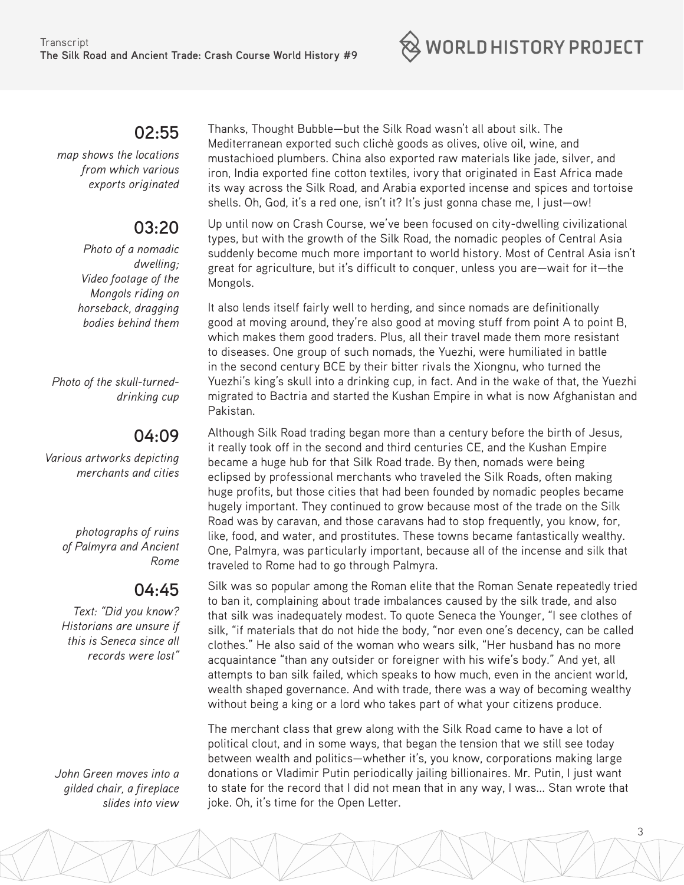## 02:55

*map shows the locations from which various exports originated*

Thanks, Thought Bubble—but the Silk Road wasn't all about silk. The Mediterranean exported such clichè goods as olives, olive oil, wine, and mustachioed plumbers. China also exported raw materials like jade, silver, and iron, India exported fine cotton textiles, ivory that originated in East Africa made its way across the Silk Road, and Arabia exported incense and spices and tortoise shells. Oh, God, it's a red one, isn't it? It's just gonna chase me, I just—ow!

## 03:20

*Photo of a nomadic dwelling; Video footage of the Mongols riding on horseback, dragging bodies behind them*

Up until now on Crash Course, we've been focused on city-dwelling civilizational types, but with the growth of the Silk Road, the nomadic peoples of Central Asia suddenly become much more important to world history. Most of Central Asia isn't great for agriculture, but it's difficult to conquer, unless you are—wait for it—the Mongols.

It also lends itself fairly well to herding, and since nomads are definitionally good at moving around, they're also good at moving stuff from point A to point B, which makes them good traders. Plus, all their travel made them more resistant to diseases. One group of such nomads, the Yuezhi, were humiliated in battle in the second century BCE by their bitter rivals the Xiongnu, who turned the Yuezhi's king's skull into a drinking cup, in fact. And in the wake of that, the Yuezhi migrated to Bactria and started the Kushan Empire in what is now Afghanistan and Pakistan.

*Photo of the skull-turned-drinking cup*

## 04:09

*Various artworks depicting merchants and cities*

Although Silk Road trading began more than a century before the birth of Jesus, it really took off in the second and third centuries CE, and the Kushan Empire became a huge hub for that Silk Road trade. By then, nomads were being eclipsed by professional merchants who traveled the Silk Roads, often making huge profits, but those cities that had been founded by nomadic peoples became hugely important. They continued to grow because most of the trade on the Silk Road was by caravan, and those caravans had to stop frequently, you know, for, like, food, and water, and prostitutes. These towns became fantastically wealthy. One, Palmyra, was particularly important, because all of the incense and silk that traveled to Rome had to go through Palmyra.

*photographs of ruins of Palmyra and Ancient Rome*

## 04:45

*Text: "Did you know? Historians are unsure if this is Seneca since all records were lost"*

Silk was so popular among the Roman elite that the Roman Senate repeatedly tried to ban it, complaining about trade imbalances caused by the silk trade, and also that silk was inadequately modest. To quote Seneca the Younger, "I see clothes of silk, "if materials that do not hide the body, "nor even one's decency, can be called clothes." He also said of the woman who wears silk, "Her husband has no more acquaintance "than any outsider or foreigner with his wife's body." And yet, all attempts to ban silk failed, which speaks to how much, even in the ancient world, wealth shaped governance. And with trade, there was a way of becoming wealthy without being a king or a lord who takes part of what your citizens produce.

The merchant class that grew along with the Silk Road came to have a lot of political clout, and in some ways, that began the tension that we still see today between wealth and politics—whether it's, you know, corporations making large donations or Vladimir Putin periodically jailing billionaires. Mr. Putin, I just want to state for the record that I did not mean that in any way, I was... Stan wrote that joke. Oh, it's time for the Open Letter.

*John Green moves into a gilded chair, a fireplace slides into view*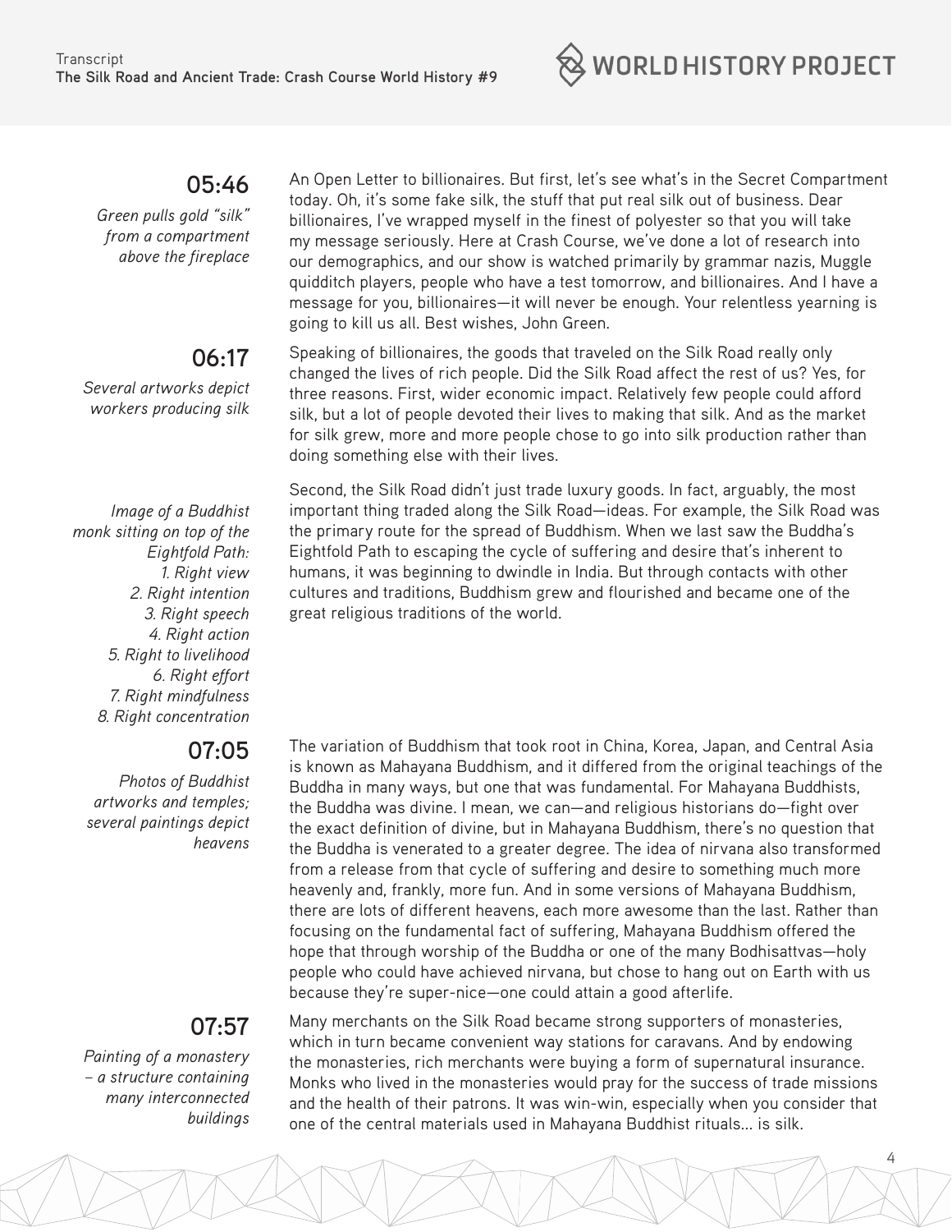## 05:46

*Green pulls gold "silk" from a compartment above the fireplace*

An Open Letter to billionaires. But first, let's see what's in the Secret Compartment today. Oh, it's some fake silk, the stuff that put real silk out of business. Dear billionaires, I've wrapped myself in the finest of polyester so that you will take my message seriously. Here at Crash Course, we've done a lot of research into our demographics, and our show is watched primarily by grammar nazis, Muggle quidditch players, people who have a test tomorrow, and billionaires. And I have a message for you, billionaires—it will never be enough. Your relentless yearning is going to kill us all. Best wishes, John Green.

## 06:17

*Several artworks depict workers producing silk*

Speaking of billionaires, the goods that traveled on the Silk Road really only changed the lives of rich people. Did the Silk Road affect the rest of us? Yes, for three reasons. First, wider economic impact. Relatively few people could afford silk, but a lot of people devoted their lives to making that silk. And as the market for silk grew, more and more people chose to go into silk production rather than doing something else with their lives.

*Image of a Buddhist monk sitting on top of the Eightfold Path:*
*1. Right view*
*2. Right intention*
*3. Right speech*
*4. Right action*
*5. Right to livelihood*
*6. Right effort*
*7. Right mindfulness*
*8. Right concentration*

Second, the Silk Road didn't just trade luxury goods. In fact, arguably, the most important thing traded along the Silk Road—ideas. For example, the Silk Road was the primary route for the spread of Buddhism. When we last saw the Buddha's Eightfold Path to escaping the cycle of suffering and desire that's inherent to humans, it was beginning to dwindle in India. But through contacts with other cultures and traditions, Buddhism grew and flourished and became one of the great religious traditions of the world.

## 07:05

*Photos of Buddhist artworks and temples; several paintings depict heavens*

The variation of Buddhism that took root in China, Korea, Japan, and Central Asia is known as Mahayana Buddhism, and it differed from the original teachings of the Buddha in many ways, but one that was fundamental. For Mahayana Buddhists, the Buddha was divine. I mean, we can—and religious historians do—fight over the exact definition of divine, but in Mahayana Buddhism, there's no question that the Buddha is venerated to a greater degree. The idea of nirvana also transformed from a release from that cycle of suffering and desire to something much more heavenly and, frankly, more fun. And in some versions of Mahayana Buddhism, there are lots of different heavens, each more awesome than the last. Rather than focusing on the fundamental fact of suffering, Mahayana Buddhism offered the hope that through worship of the Buddha or one of the many Bodhisattvas—holy people who could have achieved nirvana, but chose to hang out on Earth with us because they're super-nice—one could attain a good afterlife.

## 07:57

*Painting of a monastery – a structure containing many interconnected buildings*

Many merchants on the Silk Road became strong supporters of monasteries, which in turn became convenient way stations for caravans. And by endowing the monasteries, rich merchants were buying a form of supernatural insurance. Monks who lived in the monasteries would pray for the success of trade missions and the health of their patrons. It was win-win, especially when you consider that one of the central materials used in Mahayana Buddhist rituals... is silk.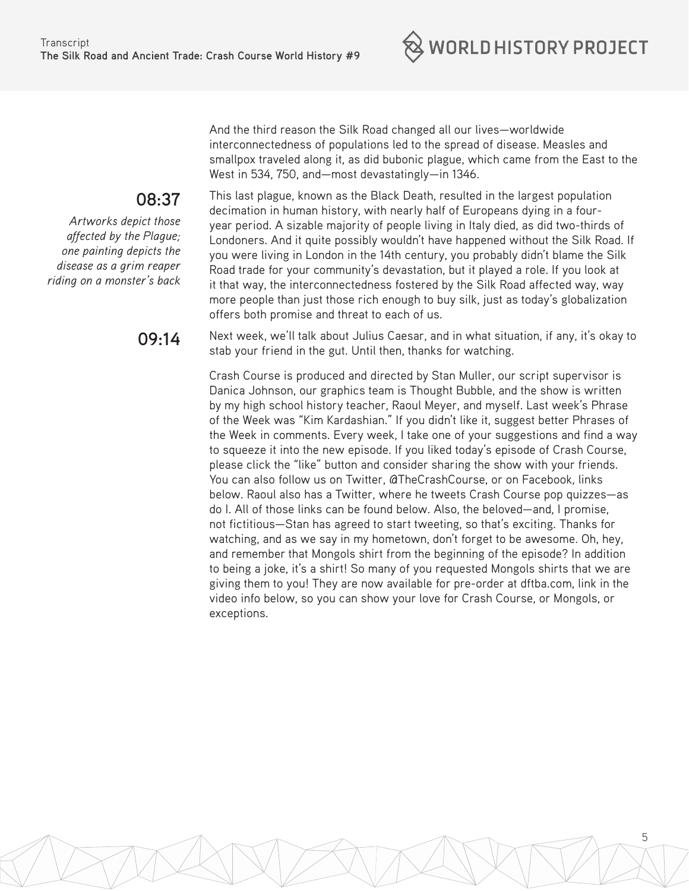And the third reason the Silk Road changed all our lives—worldwide interconnectedness of populations led to the spread of disease. Measles and smallpox traveled along it, as did bubonic plague, which came from the East to the West in 534, 750, and—most devastatingly—in 1346.

**08:37**

*Artworks depict those affected by the Plague; one painting depicts the disease as a grim reaper riding on a monster's back*

This last plague, known as the Black Death, resulted in the largest population decimation in human history, with nearly half of Europeans dying in a four-year period. A sizable majority of people living in Italy died, as did two-thirds of Londoners. And it quite possibly wouldn't have happened without the Silk Road. If you were living in London in the 14th century, you probably didn't blame the Silk Road trade for your community's devastation, but it played a role. If you look at it that way, the interconnectedness fostered by the Silk Road affected way, way more people than just those rich enough to buy silk, just as today's globalization offers both promise and threat to each of us.

**09:14**

Next week, we'll talk about Julius Caesar, and in what situation, if any, it's okay to stab your friend in the gut. Until then, thanks for watching.

Crash Course is produced and directed by Stan Muller, our script supervisor is Danica Johnson, our graphics team is Thought Bubble, and the show is written by my high school history teacher, Raoul Meyer, and myself. Last week's Phrase of the Week was "Kim Kardashian." If you didn't like it, suggest better Phrases of the Week in comments. Every week, I take one of your suggestions and find a way to squeeze it into the new episode. If you liked today's episode of Crash Course, please click the "like" button and consider sharing the show with your friends. You can also follow us on Twitter, @TheCrashCourse, or on Facebook, links below. Raoul also has a Twitter, where he tweets Crash Course pop quizzes—as do I. All of those links can be found below. Also, the beloved—and, I promise, not fictitious—Stan has agreed to start tweeting, so that's exciting. Thanks for watching, and as we say in my hometown, don't forget to be awesome. Oh, hey, and remember that Mongols shirt from the beginning of the episode? In addition to being a joke, it's a shirt! So many of you requested Mongols shirts that we are giving them to you! They are now available for pre-order at dftba.com, link in the video info below, so you can show your love for Crash Course, or Mongols, or exceptions.